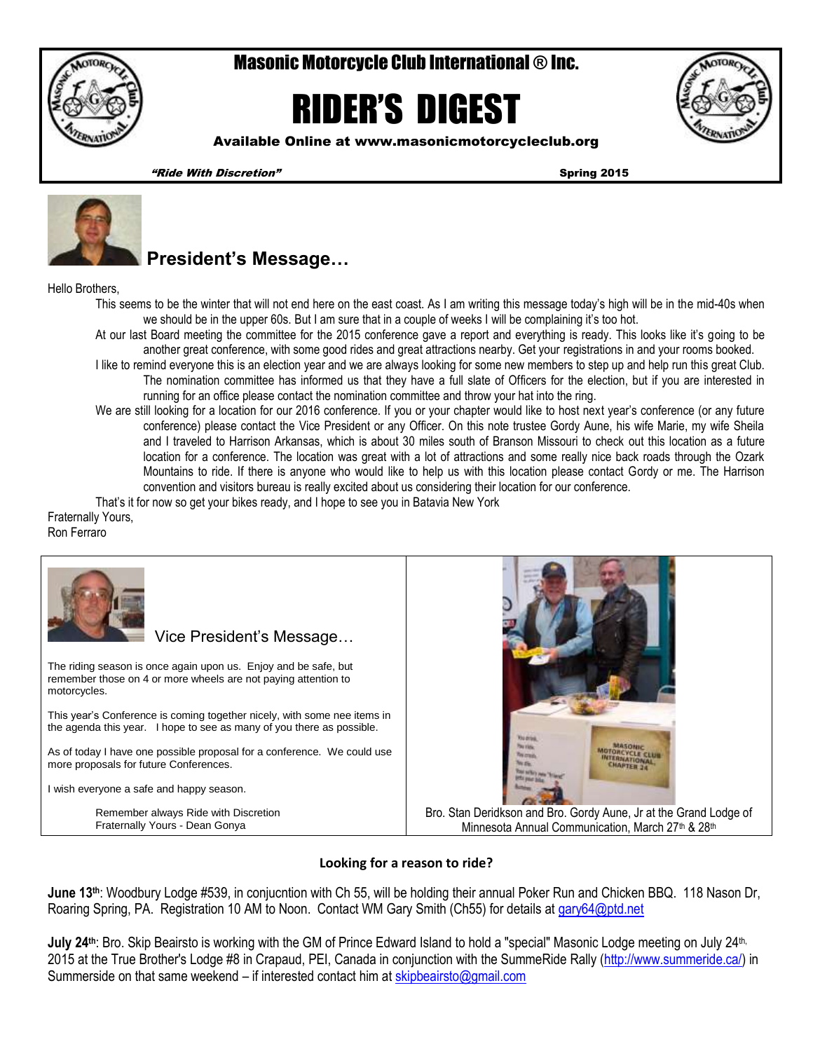# Masonic Motorcycle Club International ® Inc.

# RIDER'S DIGEST

**Available Online at www.masonicmotorcycleclub.org**

***"Ride With Discretion"*** **Spring 2015**

## President's Message…

Hello Brothers,

This seems to be the winter that will not end here on the east coast. As I am writing this message today's high will be in the mid-40s when we should be in the upper 60s. But I am sure that in a couple of weeks I will be complaining it's too hot.

At our last Board meeting the committee for the 2015 conference gave a report and everything is ready. This looks like it's going to be another great conference, with some good rides and great attractions nearby. Get your registrations in and your rooms booked.

I like to remind everyone this is an election year and we are always looking for some new members to step up and help run this great Club. The nomination committee has informed us that they have a full slate of Officers for the election, but if you are interested in running for an office please contact the nomination committee and throw your hat into the ring.

We are still looking for a location for our 2016 conference. If you or your chapter would like to host next year's conference (or any future conference) please contact the Vice President or any Officer. On this note trustee Gordy Aune, his wife Marie, my wife Sheila and I traveled to Harrison Arkansas, which is about 30 miles south of Branson Missouri to check out this location as a future location for a conference. The location was great with a lot of attractions and some really nice back roads through the Ozark Mountains to ride. If there is anyone who would like to help us with this location please contact Gordy or me. The Harrison convention and visitors bureau is really excited about us considering their location for our conference.

That's it for now so get your bikes ready, and I hope to see you in Batavia New York

Fraternally Yours,
Ron Ferraro

## Vice President's Message…

The riding season is once again upon us. Enjoy and be safe, but remember those on 4 or more wheels are not paying attention to motorcycles.

This year's Conference is coming together nicely, with some nee items in the agenda this year. I hope to see as many of you there as possible.

As of today I have one possible proposal for a conference. We could use more proposals for future Conferences.

I wish everyone a safe and happy season.

Remember always Ride with Discretion
Fraternally Yours - Dean Gonya

Bro. Stan Deridkson and Bro. Gordy Aune, Jr at the Grand Lodge of Minnesota Annual Communication, March 27th & 28th

### Looking for a reason to ride?

**June 13th**: Woodbury Lodge #539, in conjucntion with Ch 55, will be holding their annual Poker Run and Chicken BBQ. 118 Nason Dr, Roaring Spring, PA. Registration 10 AM to Noon. Contact WM Gary Smith (Ch55) for details at gary64@ptd.net

**July 24th**: Bro. Skip Beairsto is working with the GM of Prince Edward Island to hold a "special" Masonic Lodge meeting on July 24th, 2015 at the True Brother's Lodge #8 in Crapaud, PEI, Canada in conjunction with the SummeRide Rally (http://www.summeride.ca/) in Summerside on that same weekend – if interested contact him at skipbeairsto@gmail.com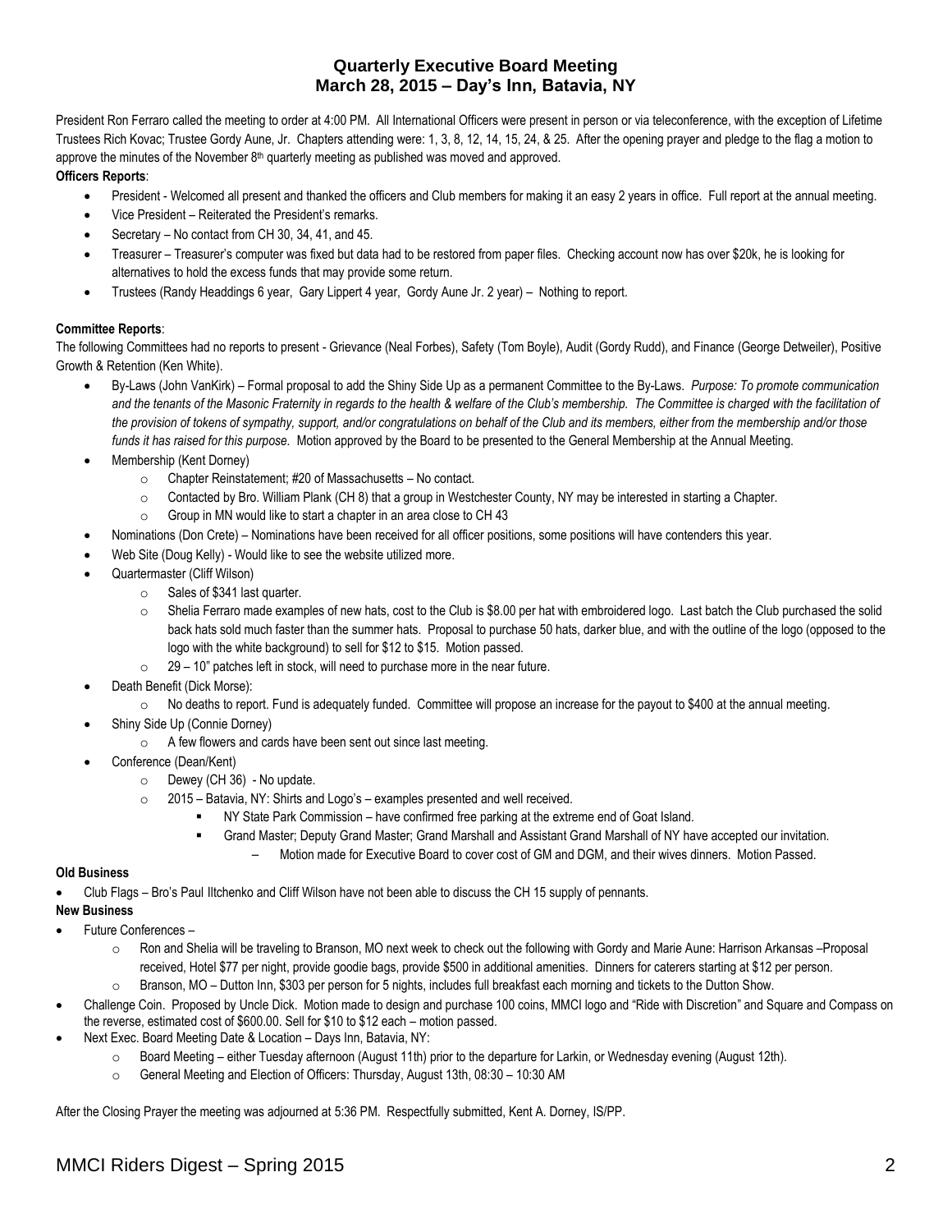## Quarterly Executive Board Meeting
## March 28, 2015 – Day's Inn, Batavia, NY

President Ron Ferraro called the meeting to order at 4:00 PM. All International Officers were present in person or via teleconference, with the exception of Lifetime Trustees Rich Kovac; Trustee Gordy Aune, Jr. Chapters attending were: 1, 3, 8, 12, 14, 15, 24, & 25. After the opening prayer and pledge to the flag a motion to approve the minutes of the November 8th quarterly meeting as published was moved and approved.

**Officers Reports**:

- President - Welcomed all present and thanked the officers and Club members for making it an easy 2 years in office. Full report at the annual meeting.
- Vice President – Reiterated the President's remarks.
- Secretary – No contact from CH 30, 34, 41, and 45.
- Treasurer – Treasurer's computer was fixed but data had to be restored from paper files. Checking account now has over $20k, he is looking for alternatives to hold the excess funds that may provide some return.
- Trustees (Randy Headdings 6 year, Gary Lippert 4 year, Gordy Aune Jr. 2 year) – Nothing to report.

**Committee Reports**:

The following Committees had no reports to present - Grievance (Neal Forbes), Safety (Tom Boyle), Audit (Gordy Rudd), and Finance (George Detweiler), Positive Growth & Retention (Ken White).

- By-Laws (John VanKirk) – Formal proposal to add the Shiny Side Up as a permanent Committee to the By-Laws. *Purpose: To promote communication and the tenants of the Masonic Fraternity in regards to the health & welfare of the Club's membership. The Committee is charged with the facilitation of the provision of tokens of sympathy, support, and/or congratulations on behalf of the Club and its members, either from the membership and/or those funds it has raised for this purpose.* Motion approved by the Board to be presented to the General Membership at the Annual Meeting.
- Membership (Kent Dorney)
  - Chapter Reinstatement; #20 of Massachusetts – No contact.
  - Contacted by Bro. William Plank (CH 8) that a group in Westchester County, NY may be interested in starting a Chapter.
  - Group in MN would like to start a chapter in an area close to CH 43
- Nominations (Don Crete) – Nominations have been received for all officer positions, some positions will have contenders this year.
- Web Site (Doug Kelly) - Would like to see the website utilized more.
- Quartermaster (Cliff Wilson)
  - Sales of $341 last quarter.
  - Shelia Ferraro made examples of new hats, cost to the Club is $8.00 per hat with embroidered logo. Last batch the Club purchased the solid back hats sold much faster than the summer hats. Proposal to purchase 50 hats, darker blue, and with the outline of the logo (opposed to the logo with the white background) to sell for $12 to $15. Motion passed.
  - 29 – 10" patches left in stock, will need to purchase more in the near future.
- Death Benefit (Dick Morse):
  - No deaths to report. Fund is adequately funded. Committee will propose an increase for the payout to $400 at the annual meeting.
- Shiny Side Up (Connie Dorney)
  - A few flowers and cards have been sent out since last meeting.
- Conference (Dean/Kent)
  - Dewey (CH 36) - No update.
  - 2015 – Batavia, NY: Shirts and Logo's – examples presented and well received.
    - NY State Park Commission – have confirmed free parking at the extreme end of Goat Island.
    - Grand Master; Deputy Grand Master; Grand Marshall and Assistant Grand Marshall of NY have accepted our invitation.
      - Motion made for Executive Board to cover cost of GM and DGM, and their wives dinners. Motion Passed.

**Old Business**

- Club Flags – Bro's Paul Iltchenko and Cliff Wilson have not been able to discuss the CH 15 supply of pennants.

**New Business**

- Future Conferences –
  - Ron and Shelia will be traveling to Branson, MO next week to check out the following with Gordy and Marie Aune: Harrison Arkansas –Proposal received, Hotel $77 per night, provide goodie bags, provide $500 in additional amenities. Dinners for caterers starting at $12 per person.
  - Branson, MO – Dutton Inn, $303 per person for 5 nights, includes full breakfast each morning and tickets to the Dutton Show.
- Challenge Coin. Proposed by Uncle Dick. Motion made to design and purchase 100 coins, MMCI logo and "Ride with Discretion" and Square and Compass on the reverse, estimated cost of $600.00. Sell for $10 to $12 each – motion passed.
- Next Exec. Board Meeting Date & Location – Days Inn, Batavia, NY:
  - Board Meeting – either Tuesday afternoon (August 11th) prior to the departure for Larkin, or Wednesday evening (August 12th).
  - General Meeting and Election of Officers: Thursday, August 13th, 08:30 – 10:30 AM

After the Closing Prayer the meeting was adjourned at 5:36 PM. Respectfully submitted, Kent A. Dorney, IS/PP.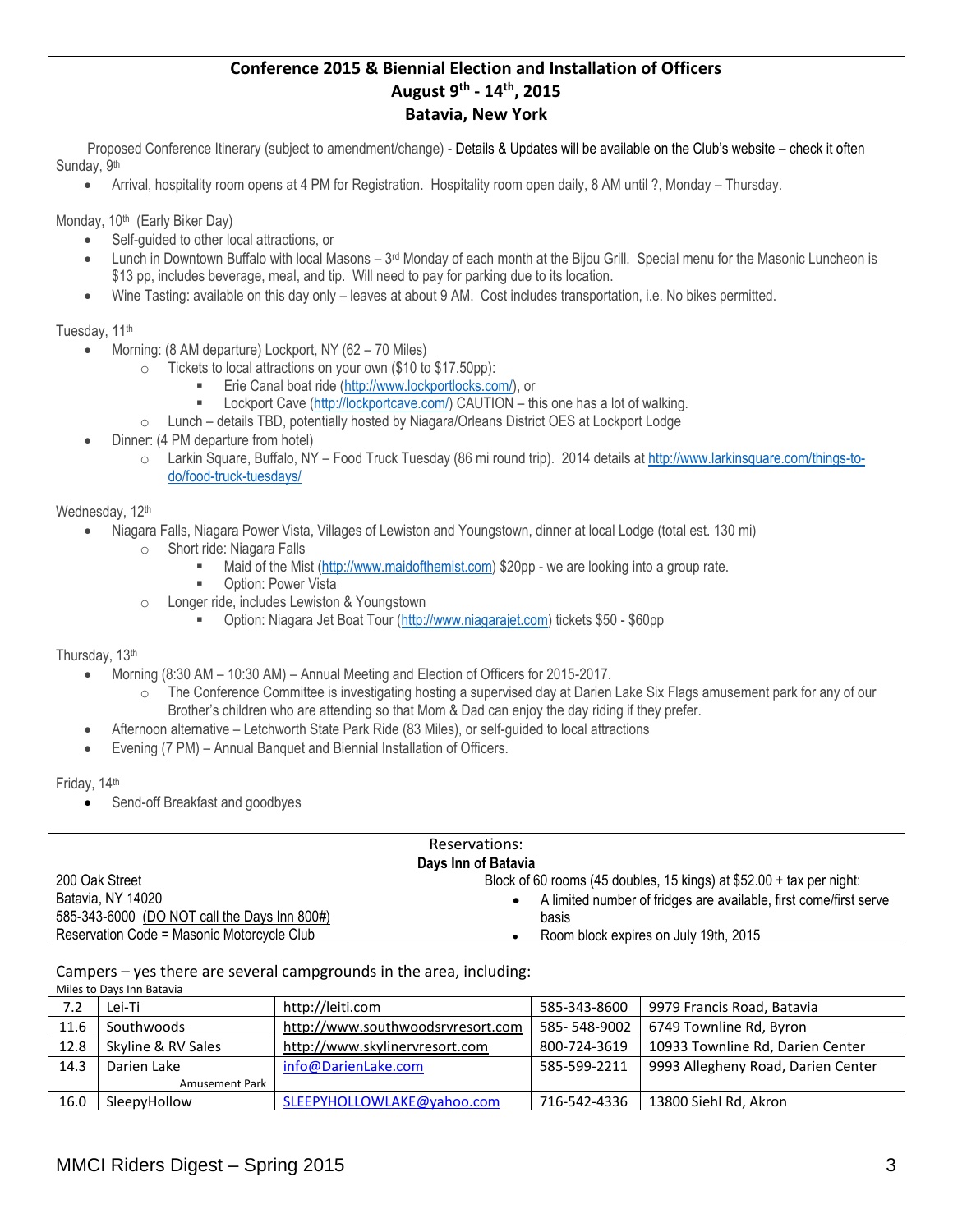# Conference 2015 & Biennial Election and Installation of Officers
## August 9th - 14th, 2015
## Batavia, New York

Proposed Conference Itinerary (subject to amendment/change) - Details & Updates will be available on the Club's website – check it often

Sunday, 9th

- Arrival, hospitality room opens at 4 PM for Registration. Hospitality room open daily, 8 AM until ?, Monday – Thursday.

Monday, 10th (Early Biker Day)

- Self-guided to other local attractions, or
- Lunch in Downtown Buffalo with local Masons – 3rd Monday of each month at the Bijou Grill. Special menu for the Masonic Luncheon is $13 pp, includes beverage, meal, and tip. Will need to pay for parking due to its location.
- Wine Tasting: available on this day only – leaves at about 9 AM. Cost includes transportation, i.e. No bikes permitted.

Tuesday, 11th

- Morning: (8 AM departure) Lockport, NY (62 – 70 Miles)
  - Tickets to local attractions on your own ($10 to $17.50pp):
    - Erie Canal boat ride (http://www.lockportlocks.com/), or
    - Lockport Cave (http://lockportcave.com/) CAUTION – this one has a lot of walking.
  - Lunch – details TBD, potentially hosted by Niagara/Orleans District OES at Lockport Lodge
- Dinner: (4 PM departure from hotel)
  - Larkin Square, Buffalo, NY – Food Truck Tuesday (86 mi round trip). 2014 details at http://www.larkinsquare.com/things-to-do/food-truck-tuesdays/

Wednesday, 12th

- Niagara Falls, Niagara Power Vista, Villages of Lewiston and Youngstown, dinner at local Lodge (total est. 130 mi)
  - Short ride: Niagara Falls
    - Maid of the Mist (http://www.maidofthemist.com) $20pp - we are looking into a group rate.
    - Option: Power Vista
  - Longer ride, includes Lewiston & Youngstown
    - Option: Niagara Jet Boat Tour (http://www.niagarajet.com) tickets $50 - $60pp

Thursday, 13th

- Morning (8:30 AM – 10:30 AM) – Annual Meeting and Election of Officers for 2015-2017.
  - The Conference Committee is investigating hosting a supervised day at Darien Lake Six Flags amusement park for any of our Brother's children who are attending so that Mom & Dad can enjoy the day riding if they prefer.
- Afternoon alternative – Letchworth State Park Ride (83 Miles), or self-guided to local attractions
- Evening (7 PM) – Annual Banquet and Biennial Installation of Officers.

Friday, 14th

- Send-off Breakfast and goodbyes

---

Reservations:

**Days Inn of Batavia**

200 Oak Street
Batavia, NY 14020
585-343-6000 (DO NOT call the Days Inn 800#)
Reservation Code = Masonic Motorcycle Club

Block of 60 rooms (45 doubles, 15 kings) at $52.00 + tax per night:

- A limited number of fridges are available, first come/first serve basis
- Room block expires on July 19th, 2015

Campers – yes there are several campgrounds in the area, including:

Miles to Days Inn Batavia

| Miles | Name | Website/Email | Phone | Address |
|---|---|---|---|---|
| 7.2 | Lei-Ti | http://leiti.com | 585-343-8600 | 9979 Francis Road, Batavia |
| 11.6 | Southwoods | http://www.southwoodsrvresort.com | 585- 548-9002 | 6749 Townline Rd, Byron |
| 12.8 | Skyline & RV Sales | http://www.skylinervresort.com | 800-724-3619 | 10933 Townline Rd, Darien Center |
| 14.3 | Darien Lake Amusement Park | info@DarienLake.com | 585-599-2211 | 9993 Allegheny Road, Darien Center |
| 16.0 | SleepyHollow | SLEEPYHOLLOWLAKE@yahoo.com | 716-542-4336 | 13800 Siehl Rd, Akron |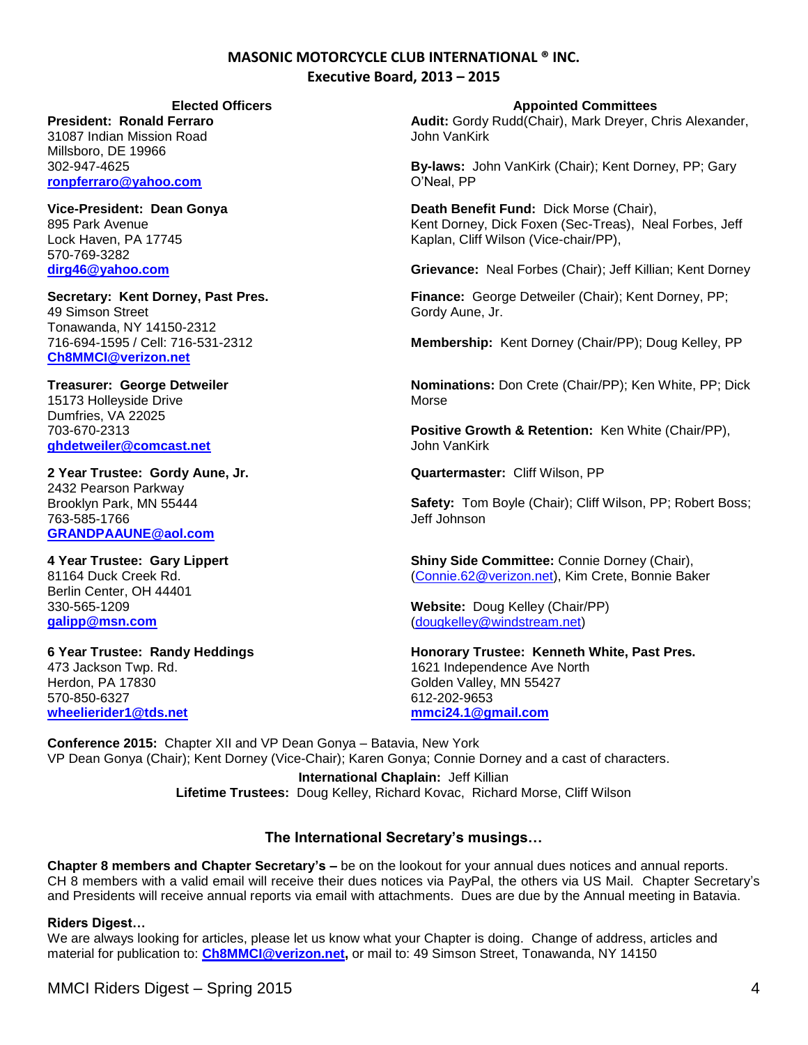## MASONIC MOTORCYCLE CLUB INTERNATIONAL ® INC.
### Executive Board, 2013 – 2015

### Elected Officers

**President: Ronald Ferraro**
31087 Indian Mission Road
Millsboro, DE 19966
302-947-4625
**ronpferraro@yahoo.com**

**Vice-President: Dean Gonya**
895 Park Avenue
Lock Haven, PA 17745
570-769-3282
**dirg46@yahoo.com**

**Secretary: Kent Dorney, Past Pres.**
49 Simson Street
Tonawanda, NY 14150-2312
716-694-1595 / Cell: 716-531-2312
**Ch8MMCI@verizon.net**

**Treasurer: George Detweiler**
15173 Holleyside Drive
Dumfries, VA 22025
703-670-2313
**ghdetweiler@comcast.net**

**2 Year Trustee: Gordy Aune, Jr.**
2432 Pearson Parkway
Brooklyn Park, MN 55444
763-585-1766
**GRANDPAAUNE@aol.com**

**4 Year Trustee: Gary Lippert**
81164 Duck Creek Rd.
Berlin Center, OH 44401
330-565-1209
**galipp@msn.com**

**6 Year Trustee: Randy Heddings**
473 Jackson Twp. Rd.
Herdon, PA 17830
570-850-6327
**wheelierider1@tds.net**

### Appointed Committees

**Audit:** Gordy Rudd(Chair), Mark Dreyer, Chris Alexander, John VanKirk

**By-laws:** John VanKirk (Chair); Kent Dorney, PP; Gary O'Neal, PP

**Death Benefit Fund:** Dick Morse (Chair), Kent Dorney, Dick Foxen (Sec-Treas), Neal Forbes, Jeff Kaplan, Cliff Wilson (Vice-chair/PP),

**Grievance:** Neal Forbes (Chair); Jeff Killian; Kent Dorney

**Finance:** George Detweiler (Chair); Kent Dorney, PP; Gordy Aune, Jr.

**Membership:** Kent Dorney (Chair/PP); Doug Kelley, PP

**Nominations:** Don Crete (Chair/PP); Ken White, PP; Dick Morse

**Positive Growth & Retention:** Ken White (Chair/PP), John VanKirk

**Quartermaster:** Cliff Wilson, PP

**Safety:** Tom Boyle (Chair); Cliff Wilson, PP; Robert Boss; Jeff Johnson

**Shiny Side Committee:** Connie Dorney (Chair), (Connie.62@verizon.net), Kim Crete, Bonnie Baker

**Website:** Doug Kelley (Chair/PP) (dougkelley@windstream.net)

**Honorary Trustee: Kenneth White, Past Pres.**
1621 Independence Ave North
Golden Valley, MN 55427
612-202-9653
**mmci24.1@gmail.com**

**Conference 2015:** Chapter XII and VP Dean Gonya – Batavia, New York
VP Dean Gonya (Chair); Kent Dorney (Vice-Chair); Karen Gonya; Connie Dorney and a cast of characters.

**International Chaplain:** Jeff Killian

**Lifetime Trustees:** Doug Kelley, Richard Kovac, Richard Morse, Cliff Wilson

### The International Secretary's musings…

**Chapter 8 members and Chapter Secretary's –** be on the lookout for your annual dues notices and annual reports. CH 8 members with a valid email will receive their dues notices via PayPal, the others via US Mail. Chapter Secretary's and Presidents will receive annual reports via email with attachments. Dues are due by the Annual meeting in Batavia.

**Riders Digest…**
We are always looking for articles, please let us know what your Chapter is doing. Change of address, articles and material for publication to: **Ch8MMCI@verizon.net,** or mail to: 49 Simson Street, Tonawanda, NY 14150